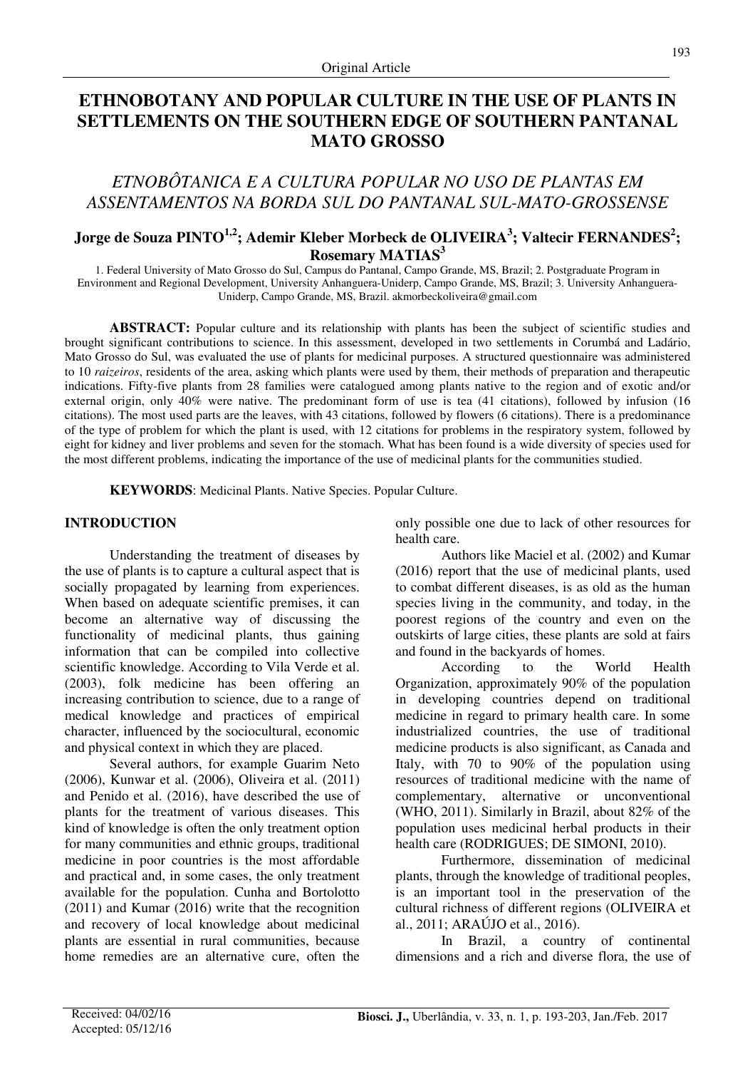Original Article

# ETHNOBOTANY AND POPULAR CULTURE IN THE USE OF PLANTS IN SETTLEMENTS ON THE SOUTHERN EDGE OF SOUTHERN PANTANAL MATO GROSSO

## *ETNOBÔTANICA E A CULTURA POPULAR NO USO DE PLANTAS EM ASSENTAMENTOS NA BORDA SUL DO PANTANAL SUL-MATO-GROSSENSE*

**Jorge de Souza PINTO[1,2]; Ademir Kleber Morbeck de OLIVEIRA[3]; Valtecir FERNANDES[2]; Rosemary MATIAS[3]**

1. Federal University of Mato Grosso do Sul, Campus do Pantanal, Campo Grande, MS, Brazil; 2. Postgraduate Program in Environment and Regional Development, University Anhanguera-Uniderp, Campo Grande, MS, Brazil; 3. University Anhanguera-Uniderp, Campo Grande, MS, Brazil. akmorbeckoliveira@gmail.com

**ABSTRACT:** Popular culture and its relationship with plants has been the subject of scientific studies and brought significant contributions to science. In this assessment, developed in two settlements in Corumbá and Ladário, Mato Grosso do Sul, was evaluated the use of plants for medicinal purposes. A structured questionnaire was administered to 10 *raizeiros*, residents of the area, asking which plants were used by them, their methods of preparation and therapeutic indications. Fifty-five plants from 28 families were catalogued among plants native to the region and of exotic and/or external origin, only 40% were native. The predominant form of use is tea (41 citations), followed by infusion (16 citations). The most used parts are the leaves, with 43 citations, followed by flowers (6 citations). There is a predominance of the type of problem for which the plant is used, with 12 citations for problems in the respiratory system, followed by eight for kidney and liver problems and seven for the stomach. What has been found is a wide diversity of species used for the most different problems, indicating the importance of the use of medicinal plants for the communities studied.

**KEYWORDS**: Medicinal Plants. Native Species. Popular Culture.

## INTRODUCTION

Understanding the treatment of diseases by the use of plants is to capture a cultural aspect that is socially propagated by learning from experiences. When based on adequate scientific premises, it can become an alternative way of discussing the functionality of medicinal plants, thus gaining information that can be compiled into collective scientific knowledge. According to Vila Verde et al. (2003), folk medicine has been offering an increasing contribution to science, due to a range of medical knowledge and practices of empirical character, influenced by the sociocultural, economic and physical context in which they are placed.

Several authors, for example Guarim Neto (2006), Kunwar et al. (2006), Oliveira et al. (2011) and Penido et al. (2016), have described the use of plants for the treatment of various diseases. This kind of knowledge is often the only treatment option for many communities and ethnic groups, traditional medicine in poor countries is the most affordable and practical and, in some cases, the only treatment available for the population. Cunha and Bortolotto (2011) and Kumar (2016) write that the recognition and recovery of local knowledge about medicinal plants are essential in rural communities, because home remedies are an alternative cure, often the only possible one due to lack of other resources for health care.

Authors like Maciel et al. (2002) and Kumar (2016) report that the use of medicinal plants, used to combat different diseases, is as old as the human species living in the community, and today, in the poorest regions of the country and even on the outskirts of large cities, these plants are sold at fairs and found in the backyards of homes.

According to the World Health Organization, approximately 90% of the population in developing countries depend on traditional medicine in regard to primary health care. In some industrialized countries, the use of traditional medicine products is also significant, as Canada and Italy, with 70 to 90% of the population using resources of traditional medicine with the name of complementary, alternative or unconventional (WHO, 2011). Similarly in Brazil, about 82% of the population uses medicinal herbal products in their health care (RODRIGUES; DE SIMONI, 2010).

Furthermore, dissemination of medicinal plants, through the knowledge of traditional peoples, is an important tool in the preservation of the cultural richness of different regions (OLIVEIRA et al., 2011; ARAÚJO et al., 2016).

In Brazil, a country of continental dimensions and a rich and diverse flora, the use of

Received: 04/02/16
Accepted: 05/12/16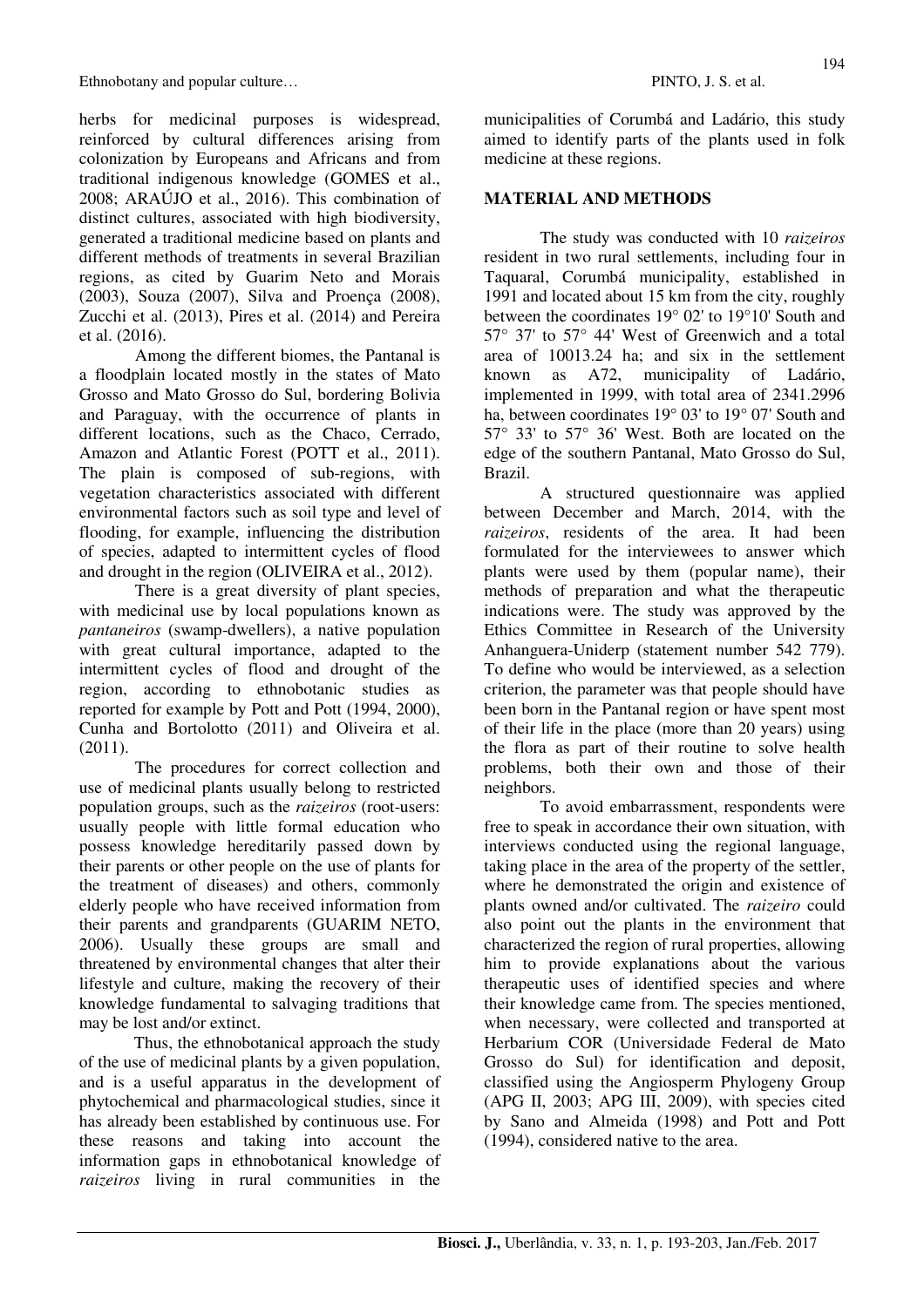herbs for medicinal purposes is widespread, reinforced by cultural differences arising from colonization by Europeans and Africans and from traditional indigenous knowledge (GOMES et al., 2008; ARAÚJO et al., 2016). This combination of distinct cultures, associated with high biodiversity, generated a traditional medicine based on plants and different methods of treatments in several Brazilian regions, as cited by Guarim Neto and Morais (2003), Souza (2007), Silva and Proença (2008), Zucchi et al. (2013), Pires et al. (2014) and Pereira et al. (2016).

Among the different biomes, the Pantanal is a floodplain located mostly in the states of Mato Grosso and Mato Grosso do Sul, bordering Bolivia and Paraguay, with the occurrence of plants in different locations, such as the Chaco, Cerrado, Amazon and Atlantic Forest (POTT et al., 2011). The plain is composed of sub-regions, with vegetation characteristics associated with different environmental factors such as soil type and level of flooding, for example, influencing the distribution of species, adapted to intermittent cycles of flood and drought in the region (OLIVEIRA et al., 2012).

There is a great diversity of plant species, with medicinal use by local populations known as *pantaneiros* (swamp-dwellers), a native population with great cultural importance, adapted to the intermittent cycles of flood and drought of the region, according to ethnobotanic studies as reported for example by Pott and Pott (1994, 2000), Cunha and Bortolotto (2011) and Oliveira et al. (2011).

The procedures for correct collection and use of medicinal plants usually belong to restricted population groups, such as the *raizeiros* (root-users: usually people with little formal education who possess knowledge hereditarily passed down by their parents or other people on the use of plants for the treatment of diseases) and others, commonly elderly people who have received information from their parents and grandparents (GUARIM NETO, 2006). Usually these groups are small and threatened by environmental changes that alter their lifestyle and culture, making the recovery of their knowledge fundamental to salvaging traditions that may be lost and/or extinct.

Thus, the ethnobotanical approach the study of the use of medicinal plants by a given population, and is a useful apparatus in the development of phytochemical and pharmacological studies, since it has already been established by continuous use. For these reasons and taking into account the information gaps in ethnobotanical knowledge of *raizeiros* living in rural communities in the municipalities of Corumbá and Ladário, this study aimed to identify parts of the plants used in folk medicine at these regions.

## MATERIAL AND METHODS

The study was conducted with 10 *raizeiros* resident in two rural settlements, including four in Taquaral, Corumbá municipality, established in 1991 and located about 15 km from the city, roughly between the coordinates 19° 02' to 19°10' South and 57° 37' to 57° 44' West of Greenwich and a total area of 10013.24 ha; and six in the settlement known as A72, municipality of Ladário, implemented in 1999, with total area of 2341.2996 ha, between coordinates 19° 03' to 19° 07' South and 57° 33' to 57° 36' West. Both are located on the edge of the southern Pantanal, Mato Grosso do Sul, Brazil.

A structured questionnaire was applied between December and March, 2014, with the *raizeiros*, residents of the area. It had been formulated for the interviewees to answer which plants were used by them (popular name), their methods of preparation and what the therapeutic indications were. The study was approved by the Ethics Committee in Research of the University Anhanguera-Uniderp (statement number 542 779). To define who would be interviewed, as a selection criterion, the parameter was that people should have been born in the Pantanal region or have spent most of their life in the place (more than 20 years) using the flora as part of their routine to solve health problems, both their own and those of their neighbors.

To avoid embarrassment, respondents were free to speak in accordance their own situation, with interviews conducted using the regional language, taking place in the area of the property of the settler, where he demonstrated the origin and existence of plants owned and/or cultivated. The *raizeiro* could also point out the plants in the environment that characterized the region of rural properties, allowing him to provide explanations about the various therapeutic uses of identified species and where their knowledge came from. The species mentioned, when necessary, were collected and transported at Herbarium COR (Universidade Federal de Mato Grosso do Sul) for identification and deposit, classified using the Angiosperm Phylogeny Group (APG II, 2003; APG III, 2009), with species cited by Sano and Almeida (1998) and Pott and Pott (1994), considered native to the area.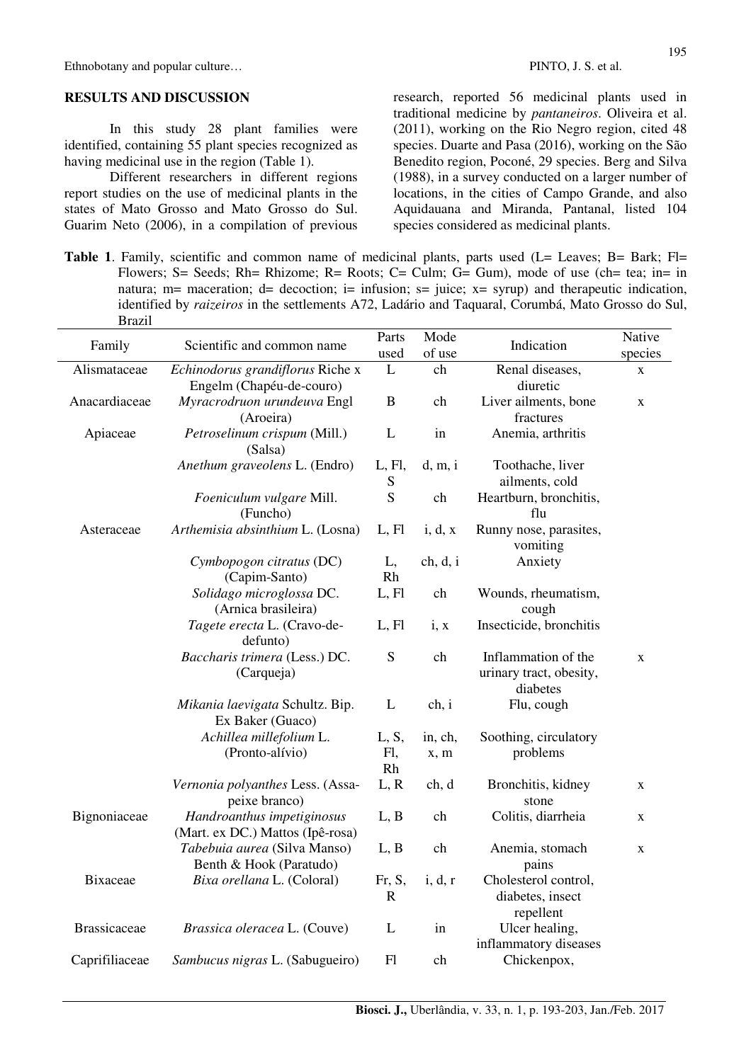## RESULTS AND DISCUSSION

In this study 28 plant families were identified, containing 55 plant species recognized as having medicinal use in the region (Table 1).

Different researchers in different regions report studies on the use of medicinal plants in the states of Mato Grosso and Mato Grosso do Sul. Guarim Neto (2006), in a compilation of previous research, reported 56 medicinal plants used in traditional medicine by *pantaneiros*. Oliveira et al. (2011), working on the Rio Negro region, cited 48 species. Duarte and Pasa (2016), working on the São Benedito region, Poconé, 29 species. Berg and Silva (1988), in a survey conducted on a larger number of locations, in the cities of Campo Grande, and also Aquidauana and Miranda, Pantanal, listed 104 species considered as medicinal plants.

**Table 1**. Family, scientific and common name of medicinal plants, parts used (L= Leaves; B= Bark; Fl= Flowers; S= Seeds; Rh= Rhizome; R= Roots; C= Culm; G= Gum), mode of use (ch= tea; in= in natura; m= maceration; d= decoction; i= infusion; s= juice; x= syrup) and therapeutic indication, identified by *raizeiros* in the settlements A72, Ladário and Taquaral, Corumbá, Mato Grosso do Sul, Brazil

| Family | Scientific and common name | Parts used | Mode of use | Indication | Native species |
|---|---|---|---|---|---|
| Alismataceae | *Echinodorus grandiflorus* Riche x Engelm (Chapéu-de-couro) | L | ch | Renal diseases, diuretic | x |
| Anacardiaceae | *Myracrodruon urundeuva* Engl (Aroeira) | B | ch | Liver ailments, bone fractures | x |
| Apiaceae | *Petroselinum crispum* (Mill.) (Salsa) | L | in | Anemia, arthritis | |
| | *Anethum graveolens* L. (Endro) | L, Fl, S | d, m, i | Toothache, liver ailments, cold | |
| | *Foeniculum vulgare* Mill. (Funcho) | S | ch | Heartburn, bronchitis, flu | |
| Asteraceae | *Arthemisia absinthium* L. (Losna) | L, Fl | i, d, x | Runny nose, parasites, vomiting | |
| | *Cymbopogon citratus* (DC) (Capim-Santo) | L, Rh | ch, d, i | Anxiety | |
| | *Solidago microglossa* DC. (Arnica brasileira) | L, Fl | ch | Wounds, rheumatism, cough | |
| | *Tagete erecta* L. (Cravo-de-defunto) | L, Fl | i, x | Insecticide, bronchitis | |
| | *Baccharis trimera* (Less.) DC. (Carqueja) | S | ch | Inflammation of the urinary tract, obesity, diabetes | x |
| | *Mikania laevigata* Schultz. Bip. Ex Baker (Guaco) | L | ch, i | Flu, cough | |
| | *Achillea millefolium* L. (Pronto-alívio) | L, S, Fl, Rh | in, ch, x, m | Soothing, circulatory problems | |
| | *Vernonia polyanthes* Less. (Assa-peixe branco) | L, R | ch, d | Bronchitis, kidney stone | x |
| Bignoniaceae | *Handroanthus impetiginosus* (Mart. ex DC.) Mattos (Ipê-rosa) | L, B | ch | Colitis, diarrheia | x |
| | *Tabebuia aurea* (Silva Manso) Benth & Hook (Paratudo) | L, B | ch | Anemia, stomach pains | x |
| Bixaceae | *Bixa orellana* L. (Coloral) | Fr, S, R | i, d, r | Cholesterol control, diabetes, insect repellent | |
| Brassicaceae | *Brassica oleracea* L. (Couve) | L | in | Ulcer healing, inflammatory diseases | |
| Caprifiliaceae | *Sambucus nigras* L. (Sabugueiro) | Fl | ch | Chickenpox, | |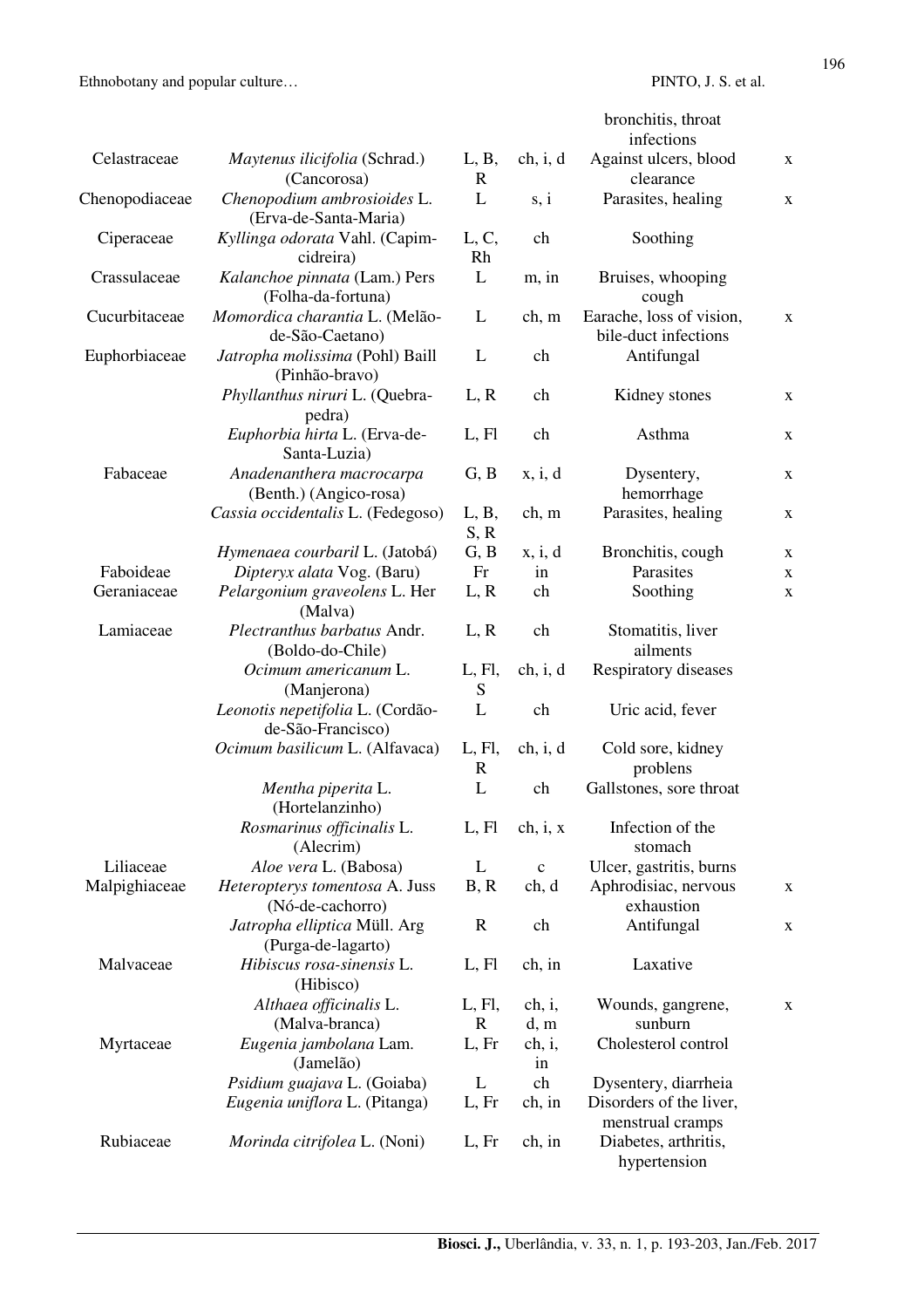| | | | | bronchitis, throat infections | |
|---|---|---|---|---|---|
| Celastraceae | *Maytenus ilicifolia* (Schrad.) (Cancorosa) | L, B, R | ch, i, d | Against ulcers, blood clearance | x |
| Chenopodiaceae | *Chenopodium ambrosioides* L. (Erva-de-Santa-Maria) | L | s, i | Parasites, healing | x |
| Ciperaceae | *Kyllinga odorata* Vahl. (Capim-cidreira) | L, C, Rh | ch | Soothing | |
| Crassulaceae | *Kalanchoe pinnata* (Lam.) Pers (Folha-da-fortuna) | L | m, in | Bruises, whooping cough | |
| Cucurbitaceae | *Momordica charantia* L. (Melão-de-São-Caetano) | L | ch, m | Earache, loss of vision, bile-duct infections | x |
| Euphorbiaceae | *Jatropha molissima* (Pohl) Baill (Pinhão-bravo) | L | ch | Antifungal | |
| | *Phyllanthus niruri* L. (Quebra-pedra) | L, R | ch | Kidney stones | x |
| | *Euphorbia hirta* L. (Erva-de-Santa-Luzia) | L, Fl | ch | Asthma | x |
| Fabaceae | *Anadenanthera macrocarpa* (Benth.) (Angico-rosa) | G, B | x, i, d | Dysentery, hemorrhage | x |
| | *Cassia occidentalis* L. (Fedegoso) | L, B, S, R | ch, m | Parasites, healing | x |
| | *Hymenaea courbaril* L. (Jatobá) | G, B | x, i, d | Bronchitis, cough | x |
| Faboideae | *Dipteryx alata* Vog. (Baru) | Fr | in | Parasites | x |
| Geraniaceae | *Pelargonium graveolens* L. Her (Malva) | L, R | ch | Soothing | x |
| Lamiaceae | *Plectranthus barbatus* Andr. (Boldo-do-Chile) | L, R | ch | Stomatitis, liver ailments | |
| | *Ocimum americanum* L. (Manjerona) | L, Fl, S | ch, i, d | Respiratory diseases | |
| | *Leonotis nepetifolia* L. (Cordão-de-São-Francisco) | L | ch | Uric acid, fever | |
| | *Ocimum basilicum* L. (Alfavaca) | L, Fl, R | ch, i, d | Cold sore, kidney problens | |
| | *Mentha piperita* L. (Hortelanzinho) | L | ch | Gallstones, sore throat | |
| | *Rosmarinus officinalis* L. (Alecrim) | L, Fl | ch, i, x | Infection of the stomach | |
| Liliaceae | *Aloe vera* L. (Babosa) | L | c | Ulcer, gastritis, burns | |
| Malpighiaceae | *Heteropterys tomentosa* A. Juss (Nó-de-cachorro) | B, R | ch, d | Aphrodisiac, nervous exhaustion | x |
| | *Jatropha elliptica* Müll. Arg (Purga-de-lagarto) | R | ch | Antifungal | x |
| Malvaceae | *Hibiscus rosa-sinensis* L. (Hibisco) | L, Fl | ch, in | Laxative | |
| | *Althaea officinalis* L. (Malva-branca) | L, Fl, R | ch, i, d, m | Wounds, gangrene, sunburn | x |
| Myrtaceae | *Eugenia jambolana* Lam. (Jamelão) | L, Fr | ch, i, in | Cholesterol control | |
| | *Psidium guajava* L. (Goiaba) | L | ch | Dysentery, diarrheia | |
| | *Eugenia uniflora* L. (Pitanga) | L, Fr | ch, in | Disorders of the liver, menstrual cramps | |
| Rubiaceae | *Morinda citrifolea* L. (Noni) | L, Fr | ch, in | Diabetes, arthritis, hypertension | |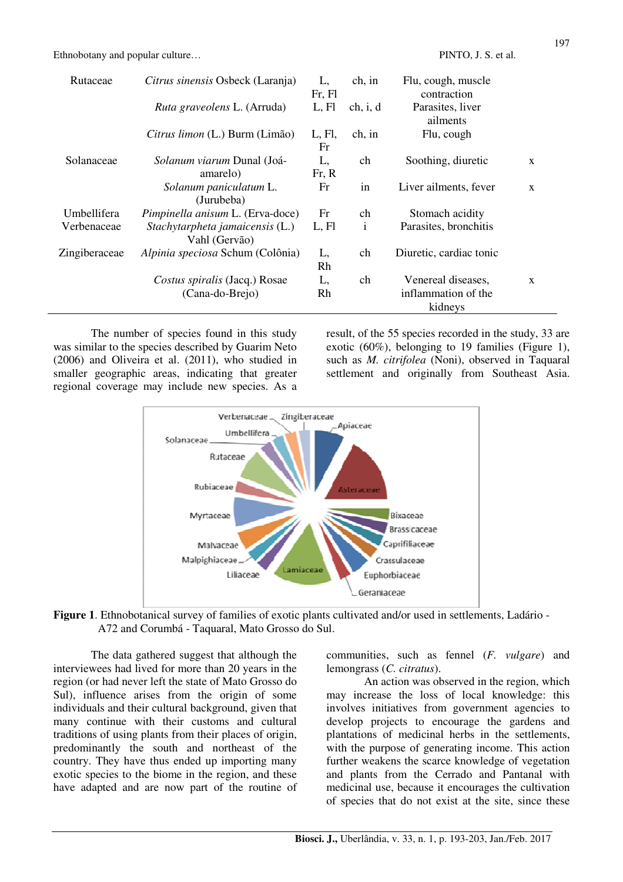| Rutaceae | *Citrus sinensis* Osbeck (Laranja) | L, Fr, Fl | ch, in | Flu, cough, muscle contraction | |
|---|---|---|---|---|---|
| | *Ruta graveolens* L. (Arruda) | L, Fl | ch, i, d | Parasites, liver ailments | |
| | *Citrus limon* (L.) Burm (Limão) | L, Fl, Fr | ch, in | Flu, cough | |
| Solanaceae | *Solanum viarum* Dunal (Joá-amarelo) | L, Fr, R | ch | Soothing, diuretic | x |
| | *Solanum paniculatum* L. (Jurubeba) | Fr | in | Liver ailments, fever | x |
| Umbellifera | *Pimpinella anisum* L. (Erva-doce) | Fr | ch | Stomach acidity | |
| Verbenaceae | *Stachytarpheta jamaicensis* (L.) Vahl (Gervão) | L, Fl | i | Parasites, bronchitis | |
| Zingiberaceae | *Alpinia speciosa* Schum (Colônia) | L, Rh | ch | Diuretic, cardiac tonic | |
| | *Costus spiralis* (Jacq.) Rosae (Cana-do-Brejo) | L, Rh | ch | Venereal diseases, inflammation of the kidneys | x |

The number of species found in this study was similar to the species described by Guarim Neto (2006) and Oliveira et al. (2011), who studied in smaller geographic areas, indicating that greater regional coverage may include new species. As a result, of the 55 species recorded in the study, 33 are exotic (60%), belonging to 19 families (Figure 1), such as *M. citrifolea* (Noni), observed in Taquaral settlement and originally from Southeast Asia.

**Figure 1**. Ethnobotanical survey of families of exotic plants cultivated and/or used in settlements, Ladário - A72 and Corumbá - Taquaral, Mato Grosso do Sul.

The data gathered suggest that although the interviewees had lived for more than 20 years in the region (or had never left the state of Mato Grosso do Sul), influence arises from the origin of some individuals and their cultural background, given that many continue with their customs and cultural traditions of using plants from their places of origin, predominantly the south and northeast of the country. They have thus ended up importing many exotic species to the biome in the region, and these have adapted and are now part of the routine of communities, such as fennel (*F. vulgare*) and lemongrass (*C. citratus*).

An action was observed in the region, which may increase the loss of local knowledge: this involves initiatives from government agencies to develop projects to encourage the gardens and plantations of medicinal herbs in the settlements, with the purpose of generating income. This action further weakens the scarce knowledge of vegetation and plants from the Cerrado and Pantanal with medicinal use, because it encourages the cultivation of species that do not exist at the site, since these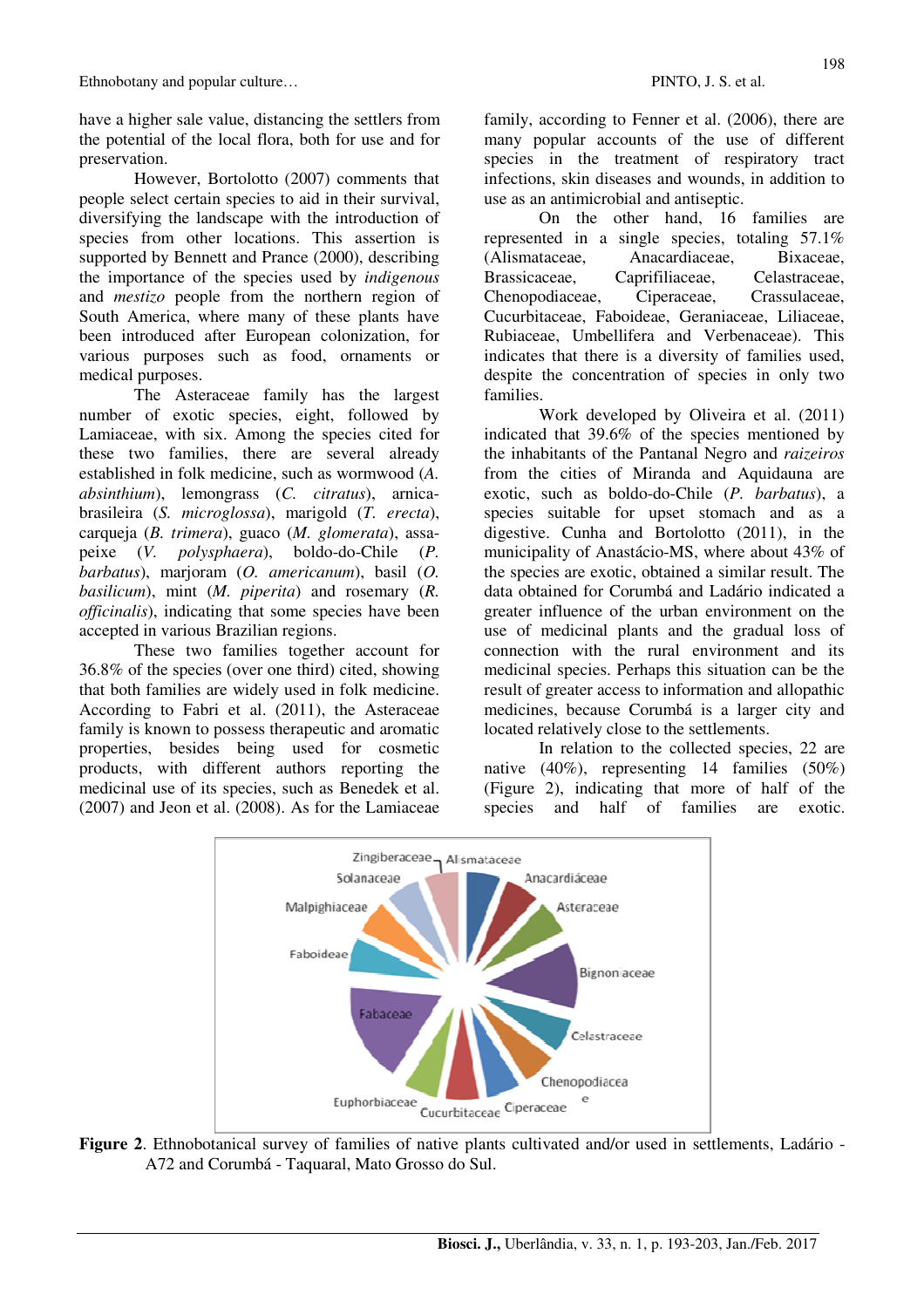have a higher sale value, distancing the settlers from the potential of the local flora, both for use and for preservation.

However, Bortolotto (2007) comments that people select certain species to aid in their survival, diversifying the landscape with the introduction of species from other locations. This assertion is supported by Bennett and Prance (2000), describing the importance of the species used by *indigenous* and *mestizo* people from the northern region of South America, where many of these plants have been introduced after European colonization, for various purposes such as food, ornaments or medical purposes.

The Asteraceae family has the largest number of exotic species, eight, followed by Lamiaceae, with six. Among the species cited for these two families, there are several already established in folk medicine, such as wormwood (*A. absinthium*), lemongrass (*C. citratus*), arnica-brasileira (*S. microglossa*), marigold (*T. erecta*), carqueja (*B. trimera*), guaco (*M. glomerata*), assa-peixe (*V. polysphaera*), boldo-do-Chile (*P. barbatus*), marjoram (*O. americanum*), basil (*O. basilicum*), mint (*M. piperita*) and rosemary (*R. officinalis*), indicating that some species have been accepted in various Brazilian regions.

These two families together account for 36.8% of the species (over one third) cited, showing that both families are widely used in folk medicine. According to Fabri et al. (2011), the Asteraceae family is known to possess therapeutic and aromatic properties, besides being used for cosmetic products, with different authors reporting the medicinal use of its species, such as Benedek et al. (2007) and Jeon et al. (2008). As for the Lamiaceae family, according to Fenner et al. (2006), there are many popular accounts of the use of different species in the treatment of respiratory tract infections, skin diseases and wounds, in addition to use as an antimicrobial and antiseptic.

On the other hand, 16 families are represented in a single species, totaling 57.1% (Alismataceae, Anacardiaceae, Bixaceae, Brassicaceae, Caprifiliaceae, Celastraceae, Chenopodiaceae, Ciperaceae, Crassulaceae, Cucurbitaceae, Faboideae, Geraniaceae, Liliaceae, Rubiaceae, Umbellifera and Verbenaceae). This indicates that there is a diversity of families used, despite the concentration of species in only two families.

Work developed by Oliveira et al. (2011) indicated that 39.6% of the species mentioned by the inhabitants of the Pantanal Negro and *raizeiros* from the cities of Miranda and Aquidauna are exotic, such as boldo-do-Chile (*P. barbatus*), a species suitable for upset stomach and as a digestive. Cunha and Bortolotto (2011), in the municipality of Anastácio-MS, where about 43% of the species are exotic, obtained a similar result. The data obtained for Corumbá and Ladário indicated a greater influence of the urban environment on the use of medicinal plants and the gradual loss of connection with the rural environment and its medicinal species. Perhaps this situation can be the result of greater access to information and allopathic medicines, because Corumbá is a larger city and located relatively close to the settlements.

In relation to the collected species, 22 are native (40%), representing 14 families (50%) (Figure 2), indicating that more of half of the species and half of families are exotic.

**Figure 2**. Ethnobotanical survey of families of native plants cultivated and/or used in settlements, Ladário - A72 and Corumbá - Taquaral, Mato Grosso do Sul.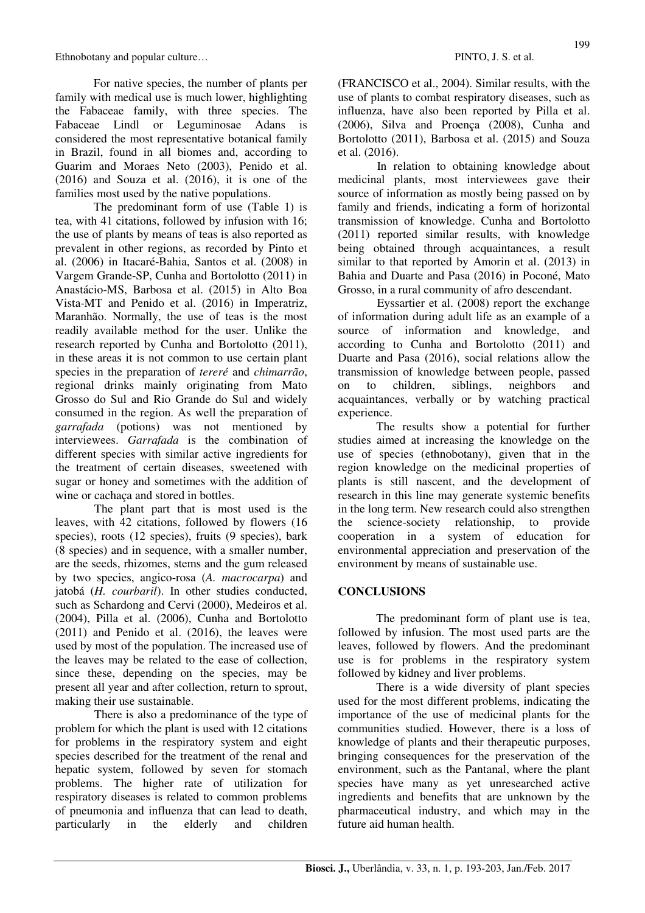For native species, the number of plants per family with medical use is much lower, highlighting the Fabaceae family, with three species. The Fabaceae Lindl or Leguminosae Adans is considered the most representative botanical family in Brazil, found in all biomes and, according to Guarim and Moraes Neto (2003), Penido et al. (2016) and Souza et al. (2016), it is one of the families most used by the native populations.

The predominant form of use (Table 1) is tea, with 41 citations, followed by infusion with 16; the use of plants by means of teas is also reported as prevalent in other regions, as recorded by Pinto et al. (2006) in Itacaré-Bahia, Santos et al. (2008) in Vargem Grande-SP, Cunha and Bortolotto (2011) in Anastácio-MS, Barbosa et al. (2015) in Alto Boa Vista-MT and Penido et al. (2016) in Imperatriz, Maranhão. Normally, the use of teas is the most readily available method for the user. Unlike the research reported by Cunha and Bortolotto (2011), in these areas it is not common to use certain plant species in the preparation of *tereré* and *chimarrão*, regional drinks mainly originating from Mato Grosso do Sul and Rio Grande do Sul and widely consumed in the region. As well the preparation of *garrafada* (potions) was not mentioned by interviewees. *Garrafada* is the combination of different species with similar active ingredients for the treatment of certain diseases, sweetened with sugar or honey and sometimes with the addition of wine or cachaça and stored in bottles.

The plant part that is most used is the leaves, with 42 citations, followed by flowers (16 species), roots (12 species), fruits (9 species), bark (8 species) and in sequence, with a smaller number, are the seeds, rhizomes, stems and the gum released by two species, angico-rosa (*A. macrocarpa*) and jatobá (*H. courbaril*). In other studies conducted, such as Schardong and Cervi (2000), Medeiros et al. (2004), Pilla et al. (2006), Cunha and Bortolotto (2011) and Penido et al. (2016), the leaves were used by most of the population. The increased use of the leaves may be related to the ease of collection, since these, depending on the species, may be present all year and after collection, return to sprout, making their use sustainable.

There is also a predominance of the type of problem for which the plant is used with 12 citations for problems in the respiratory system and eight species described for the treatment of the renal and hepatic system, followed by seven for stomach problems. The higher rate of utilization for respiratory diseases is related to common problems of pneumonia and influenza that can lead to death, particularly in the elderly and children (FRANCISCO et al., 2004). Similar results, with the use of plants to combat respiratory diseases, such as influenza, have also been reported by Pilla et al. (2006), Silva and Proença (2008), Cunha and Bortolotto (2011), Barbosa et al. (2015) and Souza et al. (2016).

In relation to obtaining knowledge about medicinal plants, most interviewees gave their source of information as mostly being passed on by family and friends, indicating a form of horizontal transmission of knowledge. Cunha and Bortolotto (2011) reported similar results, with knowledge being obtained through acquaintances, a result similar to that reported by Amorin et al. (2013) in Bahia and Duarte and Pasa (2016) in Poconé, Mato Grosso, in a rural community of afro descendant.

Eyssartier et al. (2008) report the exchange of information during adult life as an example of a source of information and knowledge, and according to Cunha and Bortolotto (2011) and Duarte and Pasa (2016), social relations allow the transmission of knowledge between people, passed on to children, siblings, neighbors and acquaintances, verbally or by watching practical experience.

The results show a potential for further studies aimed at increasing the knowledge on the use of species (ethnobotany), given that in the region knowledge on the medicinal properties of plants is still nascent, and the development of research in this line may generate systemic benefits in the long term. New research could also strengthen the science-society relationship, to provide cooperation in a system of education for environmental appreciation and preservation of the environment by means of sustainable use.

## CONCLUSIONS

The predominant form of plant use is tea, followed by infusion. The most used parts are the leaves, followed by flowers. And the predominant use is for problems in the respiratory system followed by kidney and liver problems.

There is a wide diversity of plant species used for the most different problems, indicating the importance of the use of medicinal plants for the communities studied. However, there is a loss of knowledge of plants and their therapeutic purposes, bringing consequences for the preservation of the environment, such as the Pantanal, where the plant species have many as yet unresearched active ingredients and benefits that are unknown by the pharmaceutical industry, and which may in the future aid human health.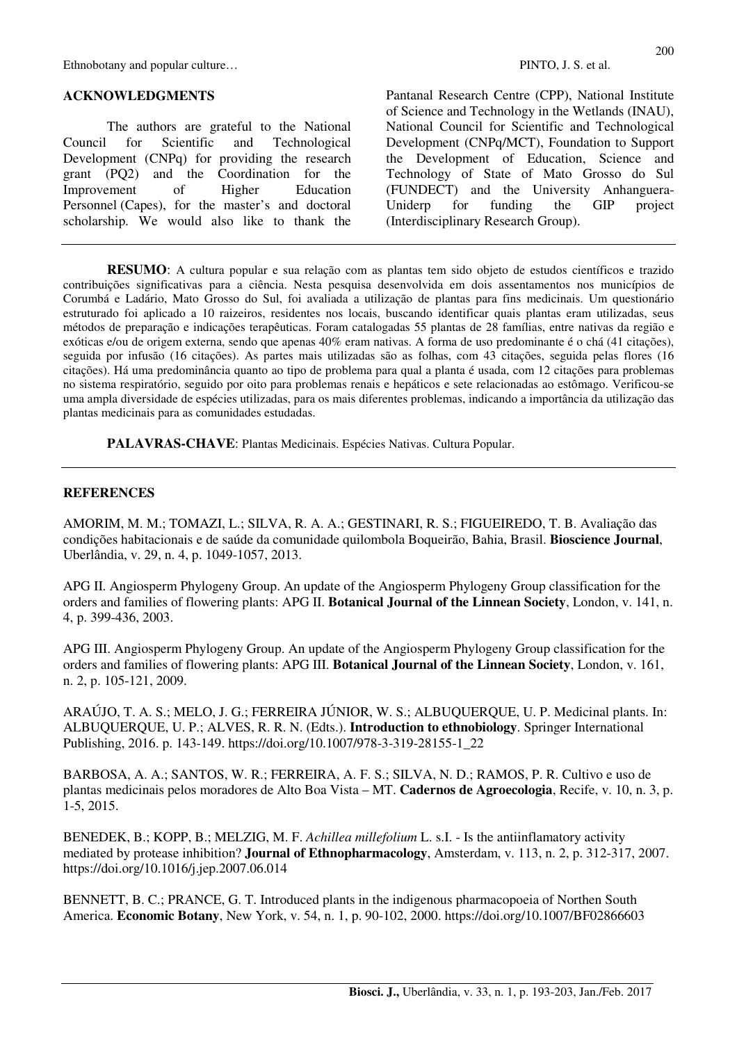## ACKNOWLEDGMENTS

The authors are grateful to the National Council for Scientific and Technological Development (CNPq) for providing the research grant (PQ2) and the Coordination for the Improvement of Higher Education Personnel (Capes), for the master's and doctoral scholarship. We would also like to thank the Pantanal Research Centre (CPP), National Institute of Science and Technology in the Wetlands (INAU), National Council for Scientific and Technological Development (CNPq/MCT), Foundation to Support the Development of Education, Science and Technology of State of Mato Grosso do Sul (FUNDECT) and the University Anhanguera-Uniderp for funding the GIP project (Interdisciplinary Research Group).

**RESUMO**: A cultura popular e sua relação com as plantas tem sido objeto de estudos científicos e trazido contribuições significativas para a ciência. Nesta pesquisa desenvolvida em dois assentamentos nos municípios de Corumbá e Ladário, Mato Grosso do Sul, foi avaliada a utilização de plantas para fins medicinais. Um questionário estruturado foi aplicado a 10 raizeiros, residentes nos locais, buscando identificar quais plantas eram utilizadas, seus métodos de preparação e indicações terapêuticas. Foram catalogadas 55 plantas de 28 famílias, entre nativas da região e exóticas e/ou de origem externa, sendo que apenas 40% eram nativas. A forma de uso predominante é o chá (41 citações), seguida por infusão (16 citações). As partes mais utilizadas são as folhas, com 43 citações, seguida pelas flores (16 citações). Há uma predominância quanto ao tipo de problema para qual a planta é usada, com 12 citações para problemas no sistema respiratório, seguido por oito para problemas renais e hepáticos e sete relacionadas ao estômago. Verificou-se uma ampla diversidade de espécies utilizadas, para os mais diferentes problemas, indicando a importância da utilização das plantas medicinais para as comunidades estudadas.

**PALAVRAS-CHAVE**: Plantas Medicinais. Espécies Nativas. Cultura Popular.

## REFERENCES

AMORIM, M. M.; TOMAZI, L.; SILVA, R. A. A.; GESTINARI, R. S.; FIGUEIREDO, T. B. Avaliação das condições habitacionais e de saúde da comunidade quilombola Boqueirão, Bahia, Brasil. **Bioscience Journal**, Uberlândia, v. 29, n. 4, p. 1049-1057, 2013.

APG II. Angiosperm Phylogeny Group. An update of the Angiosperm Phylogeny Group classification for the orders and families of flowering plants: APG II. **Botanical Journal of the Linnean Society**, London, v. 141, n. 4, p. 399-436, 2003.

APG III. Angiosperm Phylogeny Group. An update of the Angiosperm Phylogeny Group classification for the orders and families of flowering plants: APG III. **Botanical Journal of the Linnean Society**, London, v. 161, n. 2, p. 105-121, 2009.

ARAÚJO, T. A. S.; MELO, J. G.; FERREIRA JÚNIOR, W. S.; ALBUQUERQUE, U. P. Medicinal plants. In: ALBUQUERQUE, U. P.; ALVES, R. R. N. (Edts.). **Introduction to ethnobiology**. Springer International Publishing, 2016. p. 143-149. https://doi.org/10.1007/978-3-319-28155-1_22

BARBOSA, A. A.; SANTOS, W. R.; FERREIRA, A. F. S.; SILVA, N. D.; RAMOS, P. R. Cultivo e uso de plantas medicinais pelos moradores de Alto Boa Vista – MT. **Cadernos de Agroecologia**, Recife, v. 10, n. 3, p. 1-5, 2015.

BENEDEK, B.; KOPP, B.; MELZIG, M. F. *Achillea millefolium* L. s.I. - Is the antiinflamatory activity mediated by protease inhibition? **Journal of Ethnopharmacology**, Amsterdam, v. 113, n. 2, p. 312-317, 2007. https://doi.org/10.1016/j.jep.2007.06.014

BENNETT, B. C.; PRANCE, G. T. Introduced plants in the indigenous pharmacopoeia of Northen South America. **Economic Botany**, New York, v. 54, n. 1, p. 90-102, 2000. https://doi.org/10.1007/BF02866603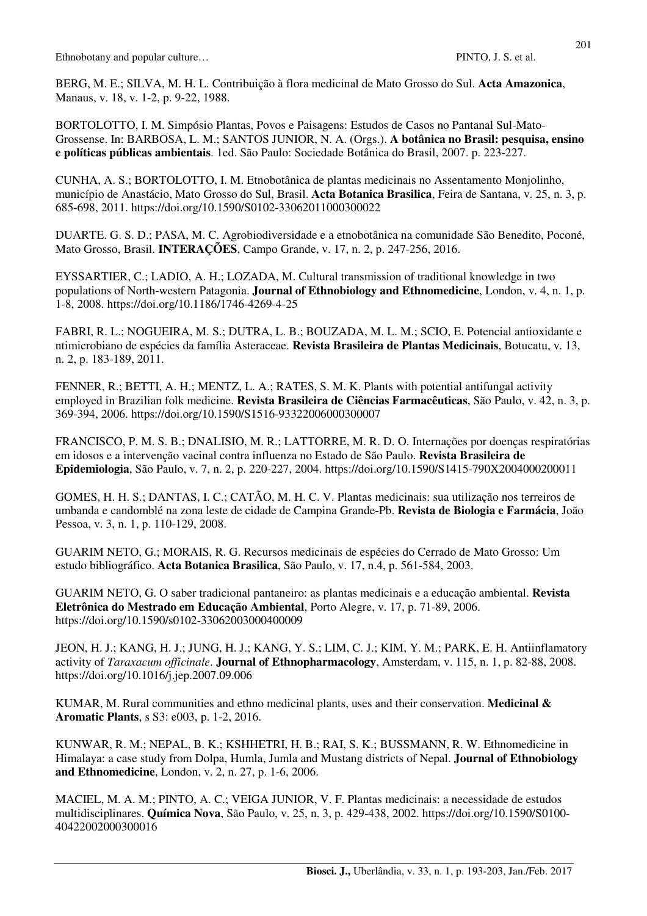BERG, M. E.; SILVA, M. H. L. Contribuição à flora medicinal de Mato Grosso do Sul. **Acta Amazonica**, Manaus, v. 18, v. 1-2, p. 9-22, 1988.

BORTOLOTTO, I. M. Simpósio Plantas, Povos e Paisagens: Estudos de Casos no Pantanal Sul-Mato-Grossense. In: BARBOSA, L. M.; SANTOS JUNIOR, N. A. (Orgs.). **A botânica no Brasil: pesquisa, ensino e políticas públicas ambientais**. 1ed. São Paulo: Sociedade Botânica do Brasil, 2007. p. 223-227.

CUNHA, A. S.; BORTOLOTTO, I. M. Etnobotânica de plantas medicinais no Assentamento Monjolinho, município de Anastácio, Mato Grosso do Sul, Brasil. **Acta Botanica Brasilica**, Feira de Santana, v. 25, n. 3, p. 685-698, 2011. https://doi.org/10.1590/S0102-33062011000300022

DUARTE. G. S. D.; PASA, M. C. Agrobiodiversidade e a etnobotânica na comunidade São Benedito, Poconé, Mato Grosso, Brasil. **INTERAÇÕES**, Campo Grande, v. 17, n. 2, p. 247-256, 2016.

EYSSARTIER, C.; LADIO, A. H.; LOZADA, M. Cultural transmission of traditional knowledge in two populations of North-western Patagonia. **Journal of Ethnobiology and Ethnomedicine**, London, v. 4, n. 1, p. 1-8, 2008. https://doi.org/10.1186/1746-4269-4-25

FABRI, R. L.; NOGUEIRA, M. S.; DUTRA, L. B.; BOUZADA, M. L. M.; SCIO, E. Potencial antioxidante e ntimicrobiano de espécies da família Asteraceae. **Revista Brasileira de Plantas Medicinais**, Botucatu, v. 13, n. 2, p. 183-189, 2011.

FENNER, R.; BETTI, A. H.; MENTZ, L. A.; RATES, S. M. K. Plants with potential antifungal activity employed in Brazilian folk medicine. **Revista Brasileira de Ciências Farmacêuticas**, São Paulo, v. 42, n. 3, p. 369-394, 2006. https://doi.org/10.1590/S1516-93322006000300007

FRANCISCO, P. M. S. B.; DNALISIO, M. R.; LATTORRE, M. R. D. O. Internações por doenças respiratórias em idosos e a intervenção vacinal contra influenza no Estado de São Paulo. **Revista Brasileira de Epidemiologia**, São Paulo, v. 7, n. 2, p. 220-227, 2004. https://doi.org/10.1590/S1415-790X2004000200011

GOMES, H. H. S.; DANTAS, I. C.; CATÃO, M. H. C. V. Plantas medicinais: sua utilização nos terreiros de umbanda e candomblé na zona leste de cidade de Campina Grande-Pb. **Revista de Biologia e Farmácia**, João Pessoa, v. 3, n. 1, p. 110-129, 2008.

GUARIM NETO, G.; MORAIS, R. G. Recursos medicinais de espécies do Cerrado de Mato Grosso: Um estudo bibliográfico. **Acta Botanica Brasilica**, São Paulo, v. 17, n.4, p. 561-584, 2003.

GUARIM NETO, G. O saber tradicional pantaneiro: as plantas medicinais e a educação ambiental. **Revista Eletrônica do Mestrado em Educação Ambiental**, Porto Alegre, v. 17, p. 71-89, 2006. https://doi.org/10.1590/s0102-33062003000400009

JEON, H. J.; KANG, H. J.; JUNG, H. J.; KANG, Y. S.; LIM, C. J.; KIM, Y. M.; PARK, E. H. Antiinflamatory activity of *Taraxacum officinale*. **Journal of Ethnopharmacology**, Amsterdam, v. 115, n. 1, p. 82-88, 2008. https://doi.org/10.1016/j.jep.2007.09.006

KUMAR, M. Rural communities and ethno medicinal plants, uses and their conservation. **Medicinal & Aromatic Plants**, s S3: e003, p. 1-2, 2016.

KUNWAR, R. M.; NEPAL, B. K.; KSHHETRI, H. B.; RAI, S. K.; BUSSMANN, R. W. Ethnomedicine in Himalaya: a case study from Dolpa, Humla, Jumla and Mustang districts of Nepal. **Journal of Ethnobiology and Ethnomedicine**, London, v. 2, n. 27, p. 1-6, 2006.

MACIEL, M. A. M.; PINTO, A. C.; VEIGA JUNIOR, V. F. Plantas medicinais: a necessidade de estudos multidisciplinares. **Química Nova**, São Paulo, v. 25, n. 3, p. 429-438, 2002. https://doi.org/10.1590/S0100-40422002000300016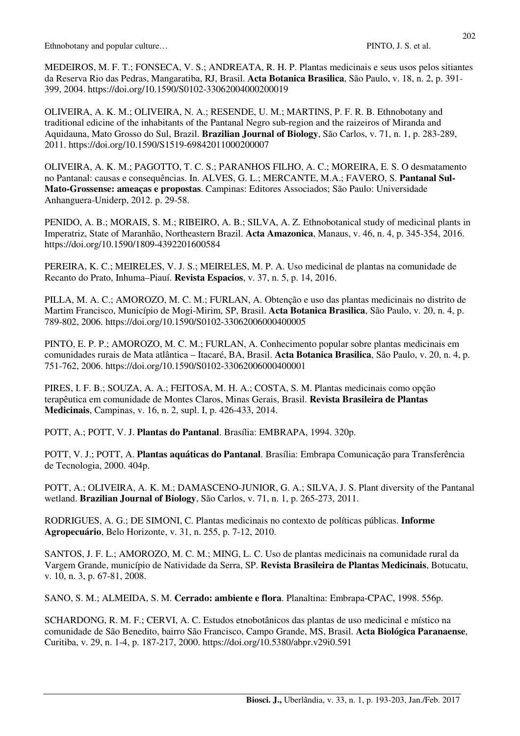MEDEIROS, M. F. T.; FONSECA, V. S.; ANDREATA, R. H. P. Plantas medicinais e seus usos pelos sitiantes da Reserva Rio das Pedras, Mangaratiba, RJ, Brasil. **Acta Botanica Brasilica**, São Paulo, v. 18, n. 2, p. 391-399, 2004. https://doi.org/10.1590/S0102-33062004000200019

OLIVEIRA, A. K. M.; OLIVEIRA, N. A.; RESENDE, U. M.; MARTINS, P. F. R. B. Ethnobotany and traditional edicine of the inhabitants of the Pantanal Negro sub-region and the raizeiros of Miranda and Aquidauna, Mato Grosso do Sul, Brazil. **Brazilian Journal of Biology**, São Carlos, v. 71, n. 1, p. 283-289, 2011. https://doi.org/10.1590/S1519-69842011000200007

OLIVEIRA, A. K. M.; PAGOTTO, T. C. S.; PARANHOS FILHO, A. C.; MOREIRA, E. S. O desmatamento no Pantanal: causas e consequências. In. ALVES, G. L.; MERCANTE, M.A.; FAVERO, S. **Pantanal Sul-Mato-Grossense: ameaças e propostas**. Campinas: Editores Associados; São Paulo: Universidade Anhanguera-Uniderp, 2012. p. 29-58.

PENIDO, A. B.; MORAIS, S. M.; RIBEIRO, A. B.; SILVA, A. Z. Ethnobotanical study of medicinal plants in Imperatriz, State of Maranhão, Northeastern Brazil. **Acta Amazonica**, Manaus, v. 46, n. 4, p. 345-354, 2016. https://doi.org/10.1590/1809-4392201600584

PEREIRA, K. C.; MEIRELES, V. J. S.; MEIRELES, M. P. A. Uso medicinal de plantas na comunidade de Recanto do Prato, Inhuma–Piauí. **Revista Espacios**, v. 37, n. 5, p. 14, 2016.

PILLA, M. A. C.; AMOROZO, M. C. M.; FURLAN, A. Obtenção e uso das plantas medicinais no distrito de Martim Francisco, Município de Mogi-Mirim, SP, Brasil. **Acta Botanica Brasilica**, São Paulo, v. 20, n. 4, p. 789-802, 2006. https://doi.org/10.1590/S0102-33062006000400005

PINTO, E. P. P.; AMOROZO, M. C. M.; FURLAN, A. Conhecimento popular sobre plantas medicinais em comunidades rurais de Mata atlântica – Itacaré, BA, Brasil. **Acta Botanica Brasilica**, São Paulo, v. 20, n. 4, p. 751-762, 2006. https://doi.org/10.1590/S0102-33062006000400001

PIRES, I. F. B.; SOUZA, A. A.; FEITOSA, M. H. A.; COSTA, S. M. Plantas medicinais como opção terapêutica em comunidade de Montes Claros, Minas Gerais, Brasil. **Revista Brasileira de Plantas Medicinais**, Campinas, v. 16, n. 2, supl. I, p. 426-433, 2014.

POTT, A.; POTT, V. J. **Plantas do Pantanal**. Brasília: EMBRAPA, 1994. 320p.

POTT, V. J.; POTT, A. **Plantas aquáticas do Pantanal**. Brasília: Embrapa Comunicação para Transferência de Tecnologia, 2000. 404p.

POTT, A.; OLIVEIRA, A. K. M.; DAMASCENO-JUNIOR, G. A.; SILVA, J. S. Plant diversity of the Pantanal wetland. **Brazilian Journal of Biology**, São Carlos, v. 71, n. 1, p. 265-273, 2011.

RODRIGUES, A. G.; DE SIMONI, C. Plantas medicinais no contexto de políticas públicas. **Informe Agropecuário**, Belo Horizonte, v. 31, n. 255, p. 7-12, 2010.

SANTOS, J. F. L.; AMOROZO, M. C. M.; MING, L. C. Uso de plantas medicinais na comunidade rural da Vargem Grande, município de Natividade da Serra, SP. **Revista Brasileira de Plantas Medicinais**, Botucatu, v. 10, n. 3, p. 67-81, 2008.

SANO, S. M.; ALMEIDA, S. M. **Cerrado: ambiente e flora**. Planaltina: Embrapa-CPAC, 1998. 556p.

SCHARDONG, R. M. F.; CERVI, A. C. Estudos etnobotânicos das plantas de uso medicinal e místico na comunidade de São Benedito, bairro São Francisco, Campo Grande, MS, Brasil. **Acta Biológica Paranaense**, Curitiba, v. 29, n. 1-4, p. 187-217, 2000. https://doi.org/10.5380/abpr.v29i0.591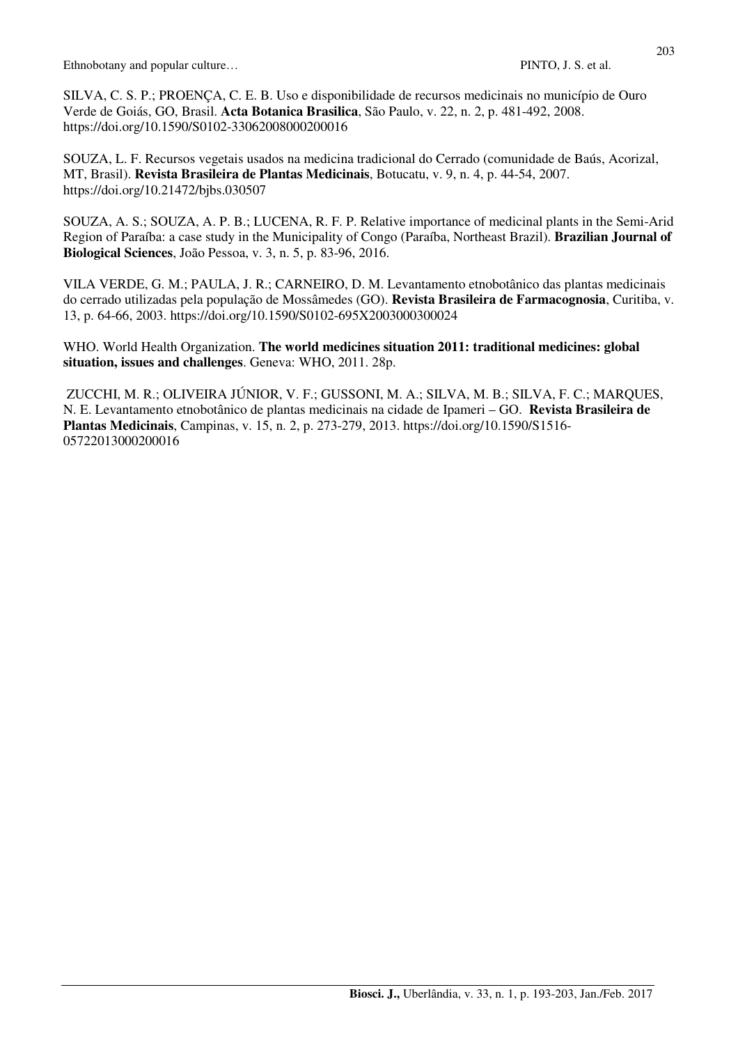SILVA, C. S. P.; PROENÇA, C. E. B. Uso e disponibilidade de recursos medicinais no município de Ouro Verde de Goiás, GO, Brasil. **Acta Botanica Brasilica**, São Paulo, v. 22, n. 2, p. 481-492, 2008. https://doi.org/10.1590/S0102-33062008000200016

SOUZA, L. F. Recursos vegetais usados na medicina tradicional do Cerrado (comunidade de Baús, Acorizal, MT, Brasil). **Revista Brasileira de Plantas Medicinais**, Botucatu, v. 9, n. 4, p. 44-54, 2007. https://doi.org/10.21472/bjbs.030507

SOUZA, A. S.; SOUZA, A. P. B.; LUCENA, R. F. P. Relative importance of medicinal plants in the Semi-Arid Region of Paraíba: a case study in the Municipality of Congo (Paraíba, Northeast Brazil). **Brazilian Journal of Biological Sciences**, João Pessoa, v. 3, n. 5, p. 83-96, 2016.

VILA VERDE, G. M.; PAULA, J. R.; CARNEIRO, D. M. Levantamento etnobotânico das plantas medicinais do cerrado utilizadas pela população de Mossâmedes (GO). **Revista Brasileira de Farmacognosia**, Curitiba, v. 13, p. 64-66, 2003. https://doi.org/10.1590/S0102-695X2003000300024

WHO. World Health Organization. **The world medicines situation 2011: traditional medicines: global situation, issues and challenges**. Geneva: WHO, 2011. 28p.

ZUCCHI, M. R.; OLIVEIRA JÚNIOR, V. F.; GUSSONI, M. A.; SILVA, M. B.; SILVA, F. C.; MARQUES, N. E. Levantamento etnobotânico de plantas medicinais na cidade de Ipameri – GO. **Revista Brasileira de Plantas Medicinais**, Campinas, v. 15, n. 2, p. 273-279, 2013. https://doi.org/10.1590/S1516-05722013000200016